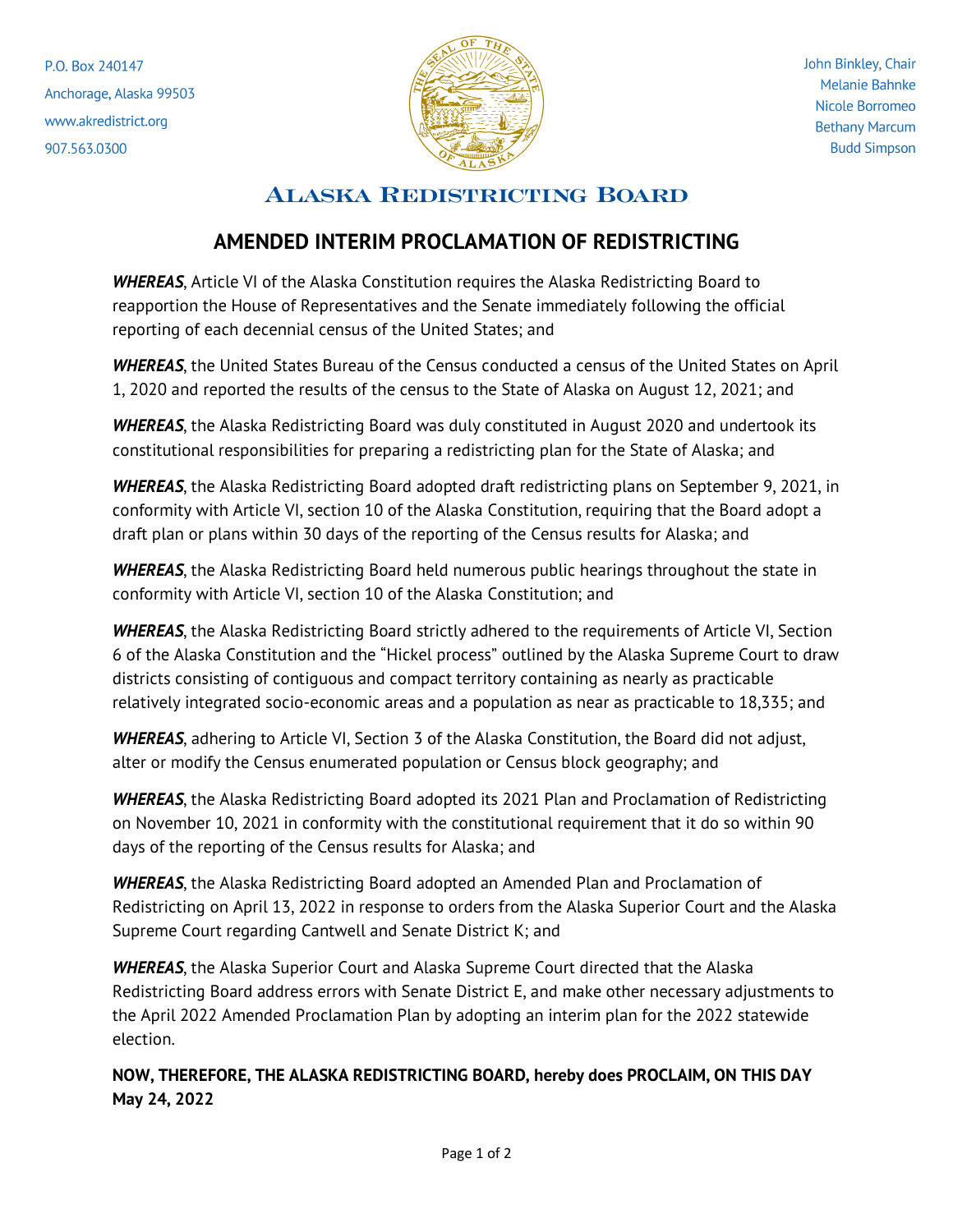P.O. Box 240147
Anchorage, Alaska 99503
www.akredistrict.org
907.563.0300

John Binkley, Chair
Melanie Bahnke
Nicole Borromeo
Bethany Marcum
Budd Simpson

# ALASKA REDISTRICTING BOARD

## AMENDED INTERIM PROCLAMATION OF REDISTRICTING

***WHEREAS***, Article VI of the Alaska Constitution requires the Alaska Redistricting Board to reapportion the House of Representatives and the Senate immediately following the official reporting of each decennial census of the United States; and

***WHEREAS***, the United States Bureau of the Census conducted a census of the United States on April 1, 2020 and reported the results of the census to the State of Alaska on August 12, 2021; and

***WHEREAS***, the Alaska Redistricting Board was duly constituted in August 2020 and undertook its constitutional responsibilities for preparing a redistricting plan for the State of Alaska; and

***WHEREAS***, the Alaska Redistricting Board adopted draft redistricting plans on September 9, 2021, in conformity with Article VI, section 10 of the Alaska Constitution, requiring that the Board adopt a draft plan or plans within 30 days of the reporting of the Census results for Alaska; and

***WHEREAS***, the Alaska Redistricting Board held numerous public hearings throughout the state in conformity with Article VI, section 10 of the Alaska Constitution; and

***WHEREAS***, the Alaska Redistricting Board strictly adhered to the requirements of Article VI, Section 6 of the Alaska Constitution and the "Hickel process" outlined by the Alaska Supreme Court to draw districts consisting of contiguous and compact territory containing as nearly as practicable relatively integrated socio-economic areas and a population as near as practicable to 18,335; and

***WHEREAS***, adhering to Article VI, Section 3 of the Alaska Constitution, the Board did not adjust, alter or modify the Census enumerated population or Census block geography; and

***WHEREAS***, the Alaska Redistricting Board adopted its 2021 Plan and Proclamation of Redistricting on November 10, 2021 in conformity with the constitutional requirement that it do so within 90 days of the reporting of the Census results for Alaska; and

***WHEREAS***, the Alaska Redistricting Board adopted an Amended Plan and Proclamation of Redistricting on April 13, 2022 in response to orders from the Alaska Superior Court and the Alaska Supreme Court regarding Cantwell and Senate District K; and

***WHEREAS***, the Alaska Superior Court and Alaska Supreme Court directed that the Alaska Redistricting Board address errors with Senate District E, and make other necessary adjustments to the April 2022 Amended Proclamation Plan by adopting an interim plan for the 2022 statewide election.

**NOW, THEREFORE, THE ALASKA REDISTRICTING BOARD, hereby does PROCLAIM, ON THIS DAY May 24, 2022**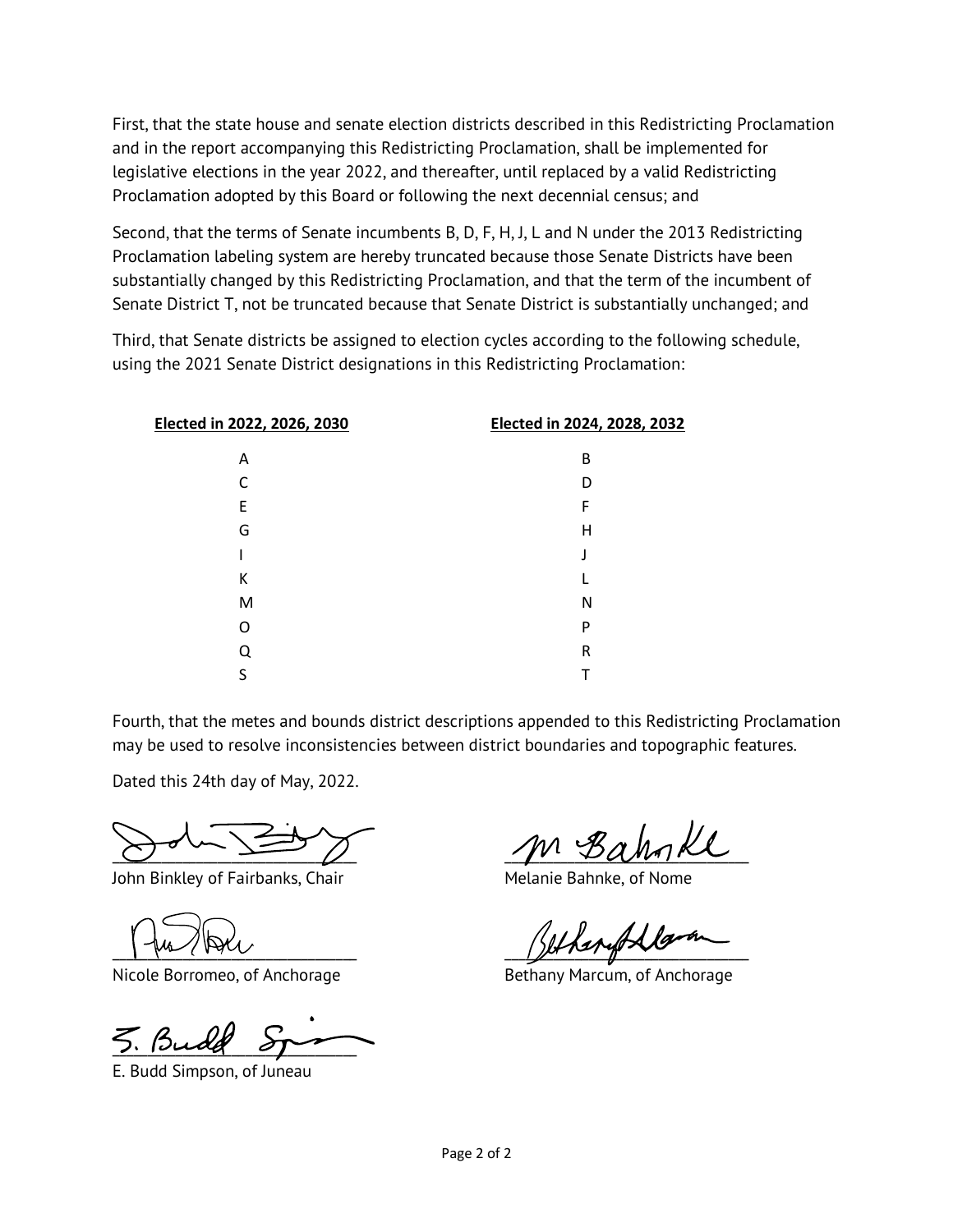First, that the state house and senate election districts described in this Redistricting Proclamation and in the report accompanying this Redistricting Proclamation, shall be implemented for legislative elections in the year 2022, and thereafter, until replaced by a valid Redistricting Proclamation adopted by this Board or following the next decennial census; and

Second, that the terms of Senate incumbents B, D, F, H, J, L and N under the 2013 Redistricting Proclamation labeling system are hereby truncated because those Senate Districts have been substantially changed by this Redistricting Proclamation, and that the term of the incumbent of Senate District T, not be truncated because that Senate District is substantially unchanged; and

Third, that Senate districts be assigned to election cycles according to the following schedule, using the 2021 Senate District designations in this Redistricting Proclamation:

| **Elected in 2022, 2026, 2030** | **Elected in 2024, 2028, 2032** |
|---|---|
| A | B |
| C | D |
| E | F |
| G | H |
| I | J |
| K | L |
| M | N |
| O | P |
| Q | R |
| S | T |

Fourth, that the metes and bounds district descriptions appended to this Redistricting Proclamation may be used to resolve inconsistencies between district boundaries and topographic features.

Dated this 24th day of May, 2022.

John Binkley of Fairbanks, Chair

Melanie Bahnke, of Nome

Nicole Borromeo, of Anchorage

Bethany Marcum, of Anchorage

E. Budd Simpson, of Juneau